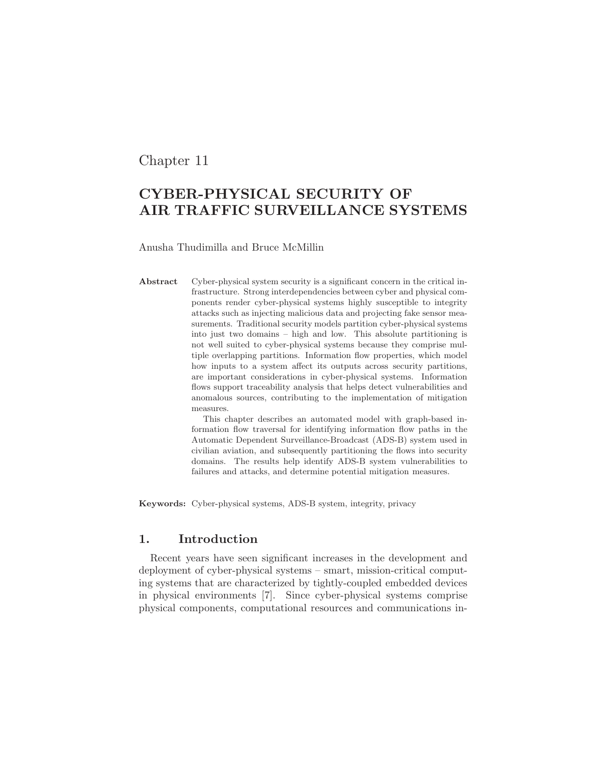Chapter 11

# CYBER-PHYSICAL SECURITY OF AIR TRAFFIC SURVEILLANCE SYSTEMS

Anusha Thudimilla and Bruce McMillin

**Abstract** Cyber-physical system security is a significant concern in the critical infrastructure. Strong interdependencies between cyber and physical components render cyber-physical systems highly susceptible to integrity attacks such as injecting malicious data and projecting fake sensor measurements. Traditional security models partition cyber-physical systems into just two domains – high and low. This absolute partitioning is not well suited to cyber-physical systems because they comprise multiple overlapping partitions. Information flow properties, which model how inputs to a system affect its outputs across security partitions, are important considerations in cyber-physical systems. Information flows support traceability analysis that helps detect vulnerabilities and anomalous sources, contributing to the implementation of mitigation measures.

This chapter describes an automated model with graph-based information flow traversal for identifying information flow paths in the Automatic Dependent Surveillance-Broadcast (ADS-B) system used in civilian aviation, and subsequently partitioning the flows into security domains. The results help identify ADS-B system vulnerabilities to failures and attacks, and determine potential mitigation measures.

**Keywords:** Cyber-physical systems, ADS-B system, integrity, privacy

## 1. Introduction

Recent years have seen significant increases in the development and deployment of cyber-physical systems – smart, mission-critical computing systems that are characterized by tightly-coupled embedded devices in physical environments [7]. Since cyber-physical systems comprise physical components, computational resources and communications in-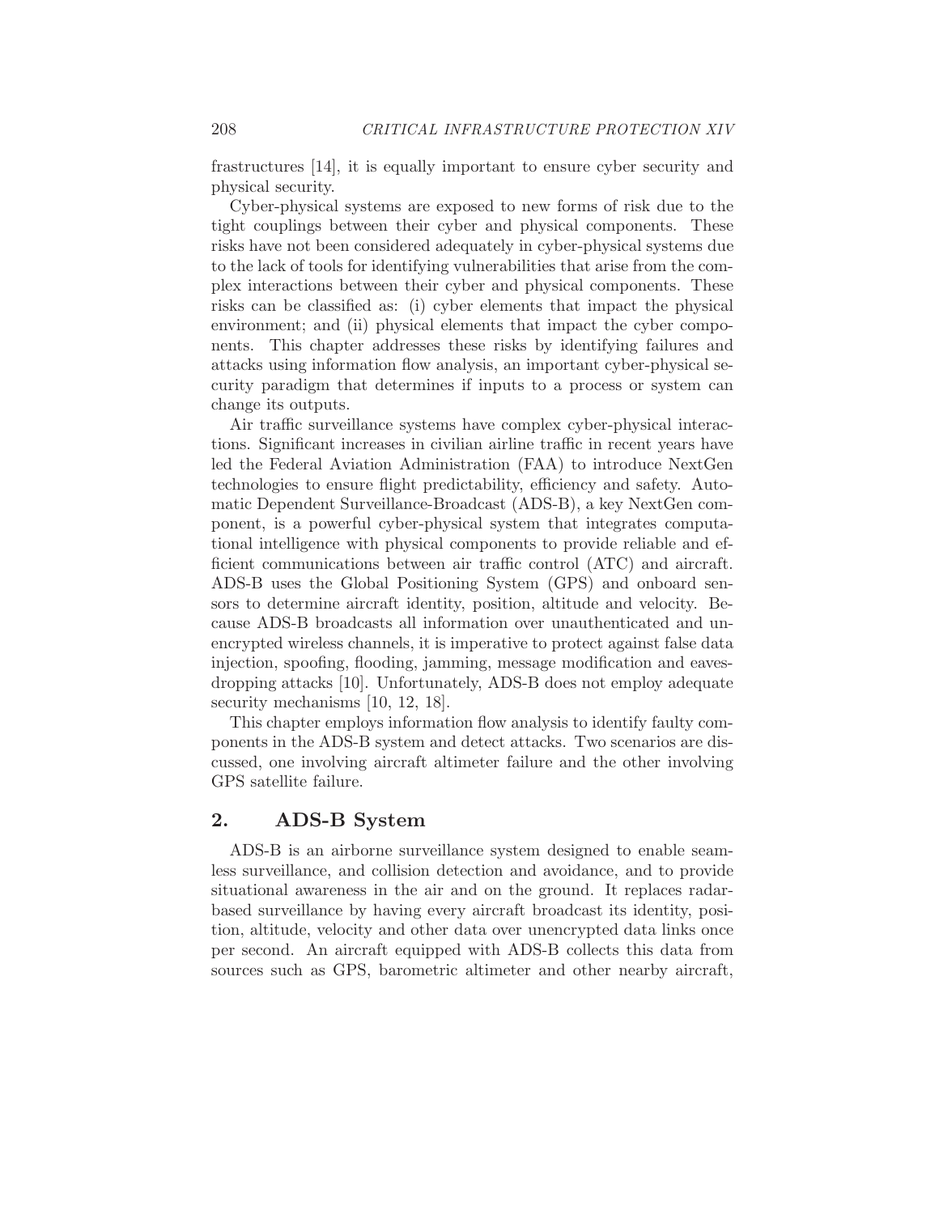frastructures [14], it is equally important to ensure cyber security and physical security.

Cyber-physical systems are exposed to new forms of risk due to the tight couplings between their cyber and physical components. These risks have not been considered adequately in cyber-physical systems due to the lack of tools for identifying vulnerabilities that arise from the complex interactions between their cyber and physical components. These risks can be classified as: (i) cyber elements that impact the physical environment; and (ii) physical elements that impact the cyber components. This chapter addresses these risks by identifying failures and attacks using information flow analysis, an important cyber-physical security paradigm that determines if inputs to a process or system can change its outputs.

Air traffic surveillance systems have complex cyber-physical interactions. Significant increases in civilian airline traffic in recent years have led the Federal Aviation Administration (FAA) to introduce NextGen technologies to ensure flight predictability, efficiency and safety. Automatic Dependent Surveillance-Broadcast (ADS-B), a key NextGen component, is a powerful cyber-physical system that integrates computational intelligence with physical components to provide reliable and efficient communications between air traffic control (ATC) and aircraft. ADS-B uses the Global Positioning System (GPS) and onboard sensors to determine aircraft identity, position, altitude and velocity. Because ADS-B broadcasts all information over unauthenticated and unencrypted wireless channels, it is imperative to protect against false data injection, spoofing, flooding, jamming, message modification and eavesdropping attacks [10]. Unfortunately, ADS-B does not employ adequate security mechanisms [10, 12, 18].

This chapter employs information flow analysis to identify faulty components in the ADS-B system and detect attacks. Two scenarios are discussed, one involving aircraft altimeter failure and the other involving GPS satellite failure.

## 2. ADS-B System

ADS-B is an airborne surveillance system designed to enable seamless surveillance, and collision detection and avoidance, and to provide situational awareness in the air and on the ground. It replaces radar-based surveillance by having every aircraft broadcast its identity, position, altitude, velocity and other data over unencrypted data links once per second. An aircraft equipped with ADS-B collects this data from sources such as GPS, barometric altimeter and other nearby aircraft,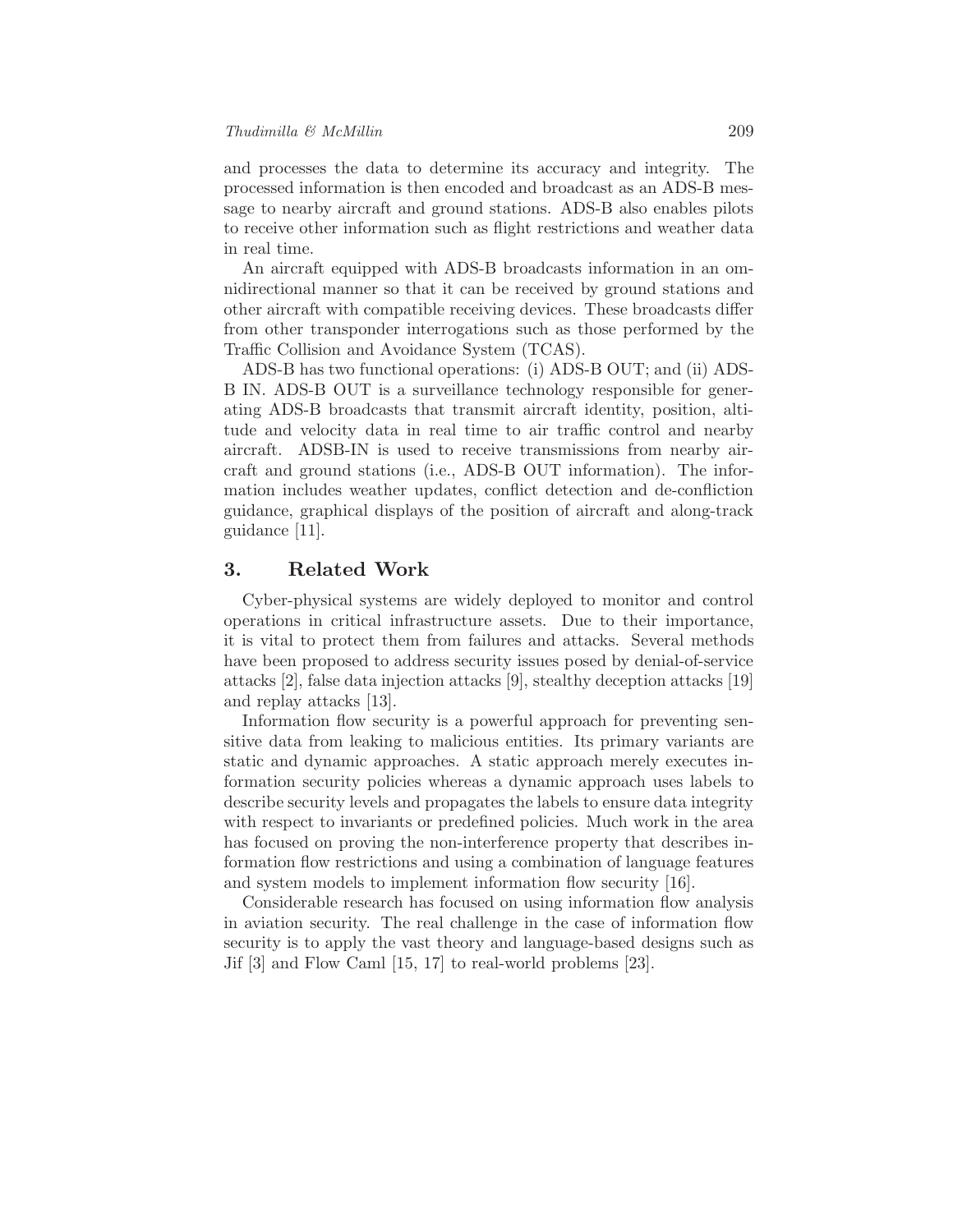and processes the data to determine its accuracy and integrity. The processed information is then encoded and broadcast as an ADS-B message to nearby aircraft and ground stations. ADS-B also enables pilots to receive other information such as flight restrictions and weather data in real time.

An aircraft equipped with ADS-B broadcasts information in an omnidirectional manner so that it can be received by ground stations and other aircraft with compatible receiving devices. These broadcasts differ from other transponder interrogations such as those performed by the Traffic Collision and Avoidance System (TCAS).

ADS-B has two functional operations: (i) ADS-B OUT; and (ii) ADS-B IN. ADS-B OUT is a surveillance technology responsible for generating ADS-B broadcasts that transmit aircraft identity, position, altitude and velocity data in real time to air traffic control and nearby aircraft. ADSB-IN is used to receive transmissions from nearby aircraft and ground stations (i.e., ADS-B OUT information). The information includes weather updates, conflict detection and de-confliction guidance, graphical displays of the position of aircraft and along-track guidance [11].

## 3. Related Work

Cyber-physical systems are widely deployed to monitor and control operations in critical infrastructure assets. Due to their importance, it is vital to protect them from failures and attacks. Several methods have been proposed to address security issues posed by denial-of-service attacks [2], false data injection attacks [9], stealthy deception attacks [19] and replay attacks [13].

Information flow security is a powerful approach for preventing sensitive data from leaking to malicious entities. Its primary variants are static and dynamic approaches. A static approach merely executes information security policies whereas a dynamic approach uses labels to describe security levels and propagates the labels to ensure data integrity with respect to invariants or predefined policies. Much work in the area has focused on proving the non-interference property that describes information flow restrictions and using a combination of language features and system models to implement information flow security [16].

Considerable research has focused on using information flow analysis in aviation security. The real challenge in the case of information flow security is to apply the vast theory and language-based designs such as Jif [3] and Flow Caml [15, 17] to real-world problems [23].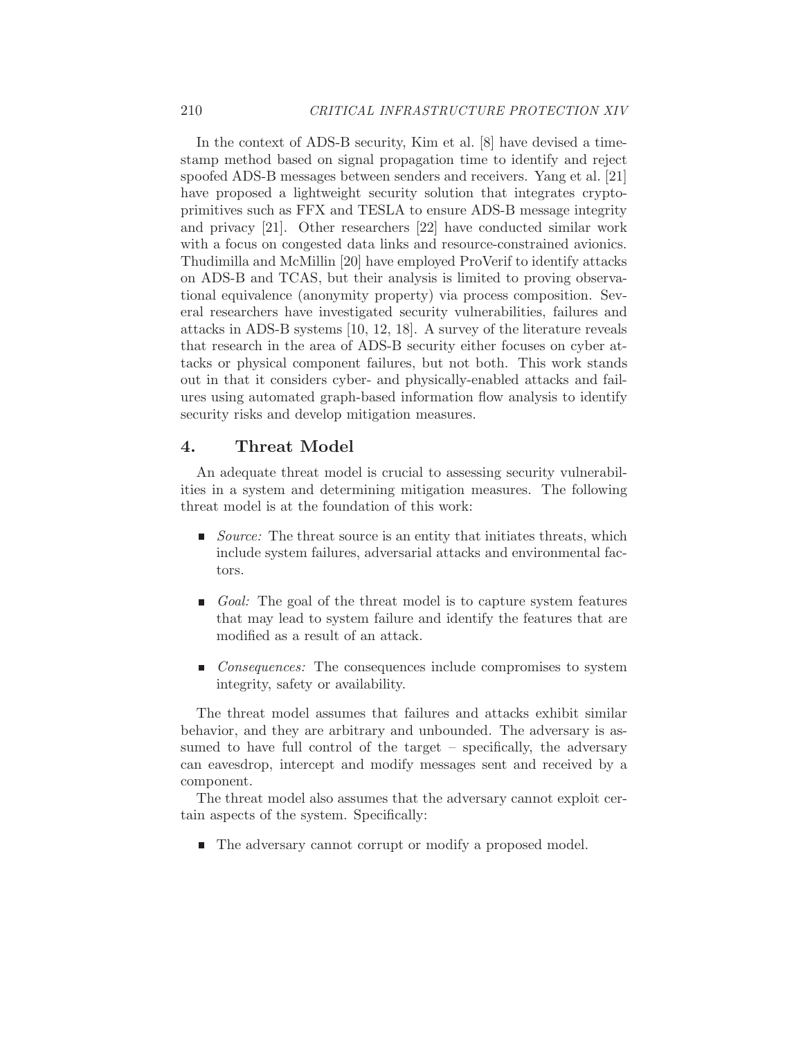In the context of ADS-B security, Kim et al. [8] have devised a timestamp method based on signal propagation time to identify and reject spoofed ADS-B messages between senders and receivers. Yang et al. [21] have proposed a lightweight security solution that integrates cryptoprimitives such as FFX and TESLA to ensure ADS-B message integrity and privacy [21]. Other researchers [22] have conducted similar work with a focus on congested data links and resource-constrained avionics. Thudimilla and McMillin [20] have employed ProVerif to identify attacks on ADS-B and TCAS, but their analysis is limited to proving observational equivalence (anonymity property) via process composition. Several researchers have investigated security vulnerabilities, failures and attacks in ADS-B systems [10, 12, 18]. A survey of the literature reveals that research in the area of ADS-B security either focuses on cyber attacks or physical component failures, but not both. This work stands out in that it considers cyber- and physically-enabled attacks and failures using automated graph-based information flow analysis to identify security risks and develop mitigation measures.

## 4. Threat Model

An adequate threat model is crucial to assessing security vulnerabilities in a system and determining mitigation measures. The following threat model is at the foundation of this work:

- *Source:* The threat source is an entity that initiates threats, which include system failures, adversarial attacks and environmental factors.
- *Goal:* The goal of the threat model is to capture system features that may lead to system failure and identify the features that are modified as a result of an attack.
- *Consequences:* The consequences include compromises to system integrity, safety or availability.

The threat model assumes that failures and attacks exhibit similar behavior, and they are arbitrary and unbounded. The adversary is assumed to have full control of the target – specifically, the adversary can eavesdrop, intercept and modify messages sent and received by a component.

The threat model also assumes that the adversary cannot exploit certain aspects of the system. Specifically:

- The adversary cannot corrupt or modify a proposed model.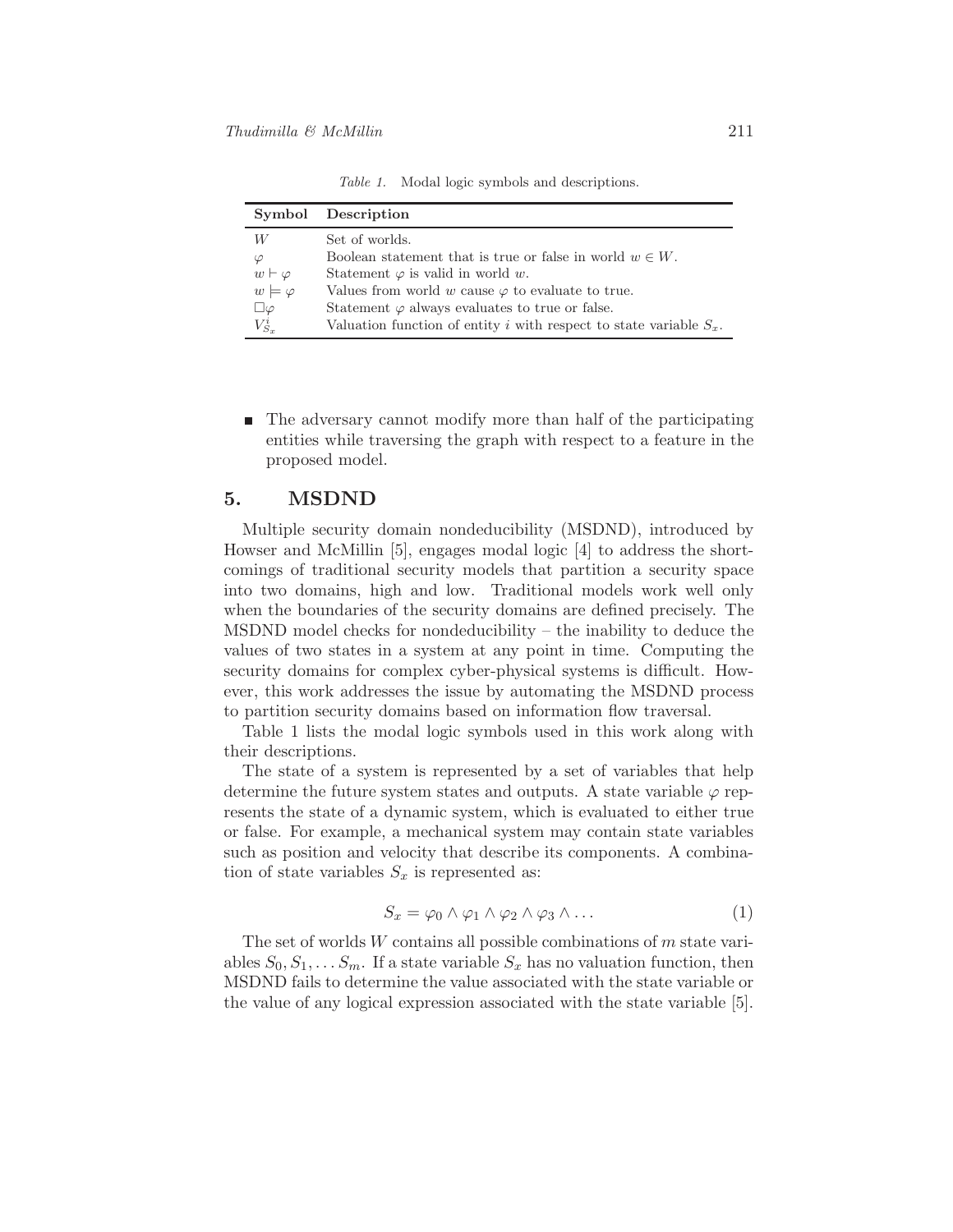*Table 1.* Modal logic symbols and descriptions.

| Symbol | Description |
|---|---|
| $W$ | Set of worlds. |
| $\varphi$ | Boolean statement that is true or false in world $w \in W$. |
| $w \vdash \varphi$ | Statement $\varphi$ is valid in world $w$. |
| $w \models \varphi$ | Values from world $w$ cause $\varphi$ to evaluate to true. |
| $\Box\varphi$ | Statement $\varphi$ always evaluates to true or false. |
| $V^i_{S_x}$ | Valuation function of entity $i$ with respect to state variable $S_x$. |

- The adversary cannot modify more than half of the participating entities while traversing the graph with respect to a feature in the proposed model.

## 5. MSDND

Multiple security domain nondeducibility (MSDND), introduced by Howser and McMillin [5], engages modal logic [4] to address the shortcomings of traditional security models that partition a security space into two domains, high and low. Traditional models work well only when the boundaries of the security domains are defined precisely. The MSDND model checks for nondeducibility – the inability to deduce the values of two states in a system at any point in time. Computing the security domains for complex cyber-physical systems is difficult. However, this work addresses the issue by automating the MSDND process to partition security domains based on information flow traversal.

Table 1 lists the modal logic symbols used in this work along with their descriptions.

The state of a system is represented by a set of variables that help determine the future system states and outputs. A state variable $\varphi$ represents the state of a dynamic system, which is evaluated to either true or false. For example, a mechanical system may contain state variables such as position and velocity that describe its components. A combination of state variables $S_x$ is represented as:

$$S_x = \varphi_0 \wedge \varphi_1 \wedge \varphi_2 \wedge \varphi_3 \wedge \ldots \tag{1}$$

The set of worlds $W$ contains all possible combinations of $m$ state variables $S_0, S_1, \ldots S_m$. If a state variable $S_x$ has no valuation function, then MSDND fails to determine the value associated with the state variable or the value of any logical expression associated with the state variable [5].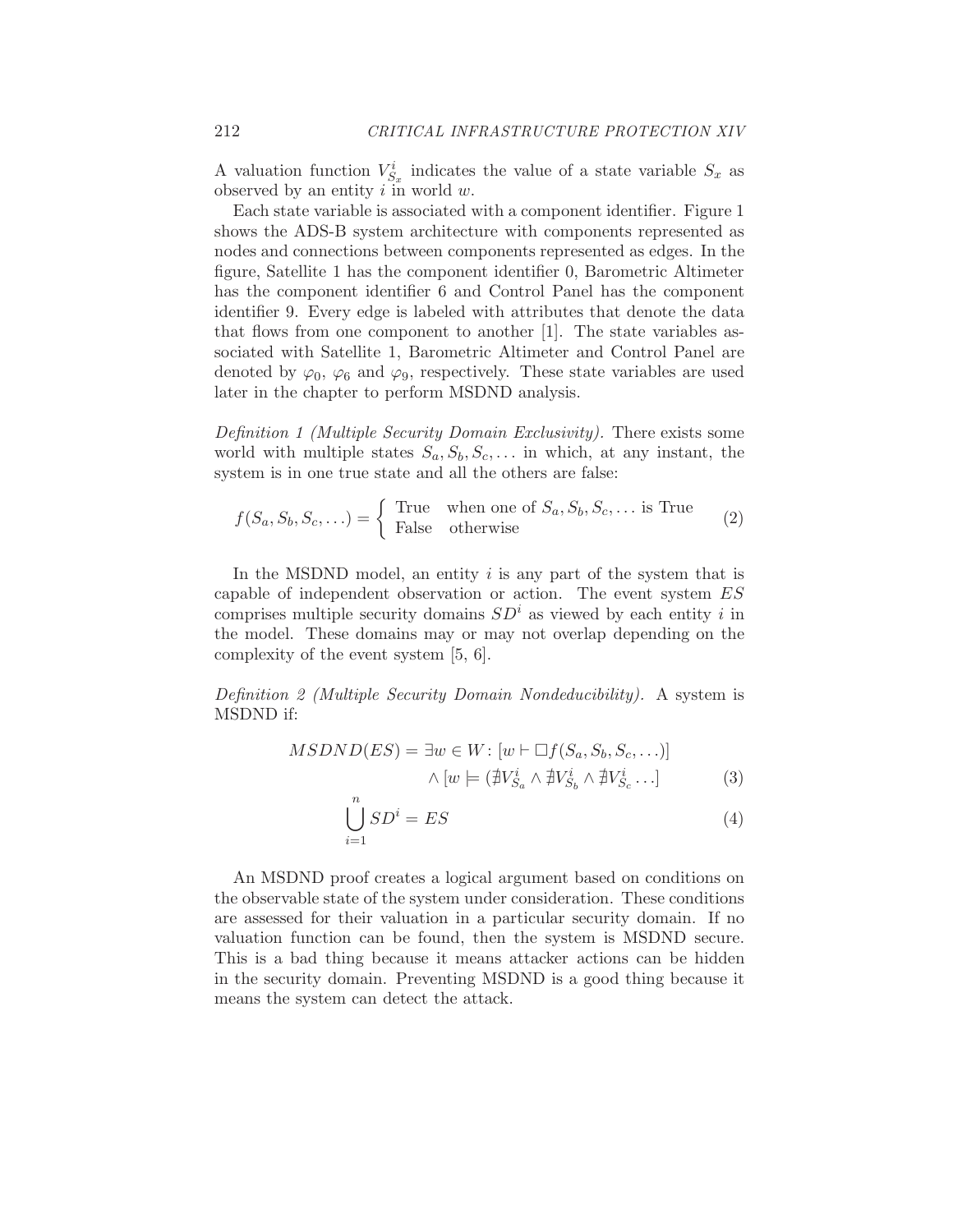A valuation function $V^i_{S_x}$ indicates the value of a state variable $S_x$ as observed by an entity $i$ in world $w$.

Each state variable is associated with a component identifier. Figure 1 shows the ADS-B system architecture with components represented as nodes and connections between components represented as edges. In the figure, Satellite 1 has the component identifier 0, Barometric Altimeter has the component identifier 6 and Control Panel has the component identifier 9. Every edge is labeled with attributes that denote the data that flows from one component to another [1]. The state variables associated with Satellite 1, Barometric Altimeter and Control Panel are denoted by $\varphi_0$, $\varphi_6$ and $\varphi_9$, respectively. These state variables are used later in the chapter to perform MSDND analysis.

*Definition 1 (Multiple Security Domain Exclusivity).* There exists some world with multiple states $S_a, S_b, S_c, \ldots$ in which, at any instant, the system is in one true state and all the others are false:

$$f(S_a, S_b, S_c, \ldots) = \begin{cases} \text{True} & \text{when one of } S_a, S_b, S_c, \ldots \text{ is True} \\ \text{False} & \text{otherwise} \end{cases} \tag{2}$$

In the MSDND model, an entity $i$ is any part of the system that is capable of independent observation or action. The event system $ES$ comprises multiple security domains $SD^i$ as viewed by each entity $i$ in the model. These domains may or may not overlap depending on the complexity of the event system [5, 6].

*Definition 2 (Multiple Security Domain Nondeducibility).* A system is MSDND if:

$$MSDND(ES) = \exists w \in W : [w \vdash \Box f(S_a, S_b, S_c, \ldots)] \\ \wedge [w \models (\nexists V^i_{S_a} \wedge \nexists V^i_{S_b} \wedge \nexists V^i_{S_c} \ldots] \tag{3}$$

$$\bigcup_{i=1}^{n} SD^i = ES \tag{4}$$

An MSDND proof creates a logical argument based on conditions on the observable state of the system under consideration. These conditions are assessed for their valuation in a particular security domain. If no valuation function can be found, then the system is MSDND secure. This is a bad thing because it means attacker actions can be hidden in the security domain. Preventing MSDND is a good thing because it means the system can detect the attack.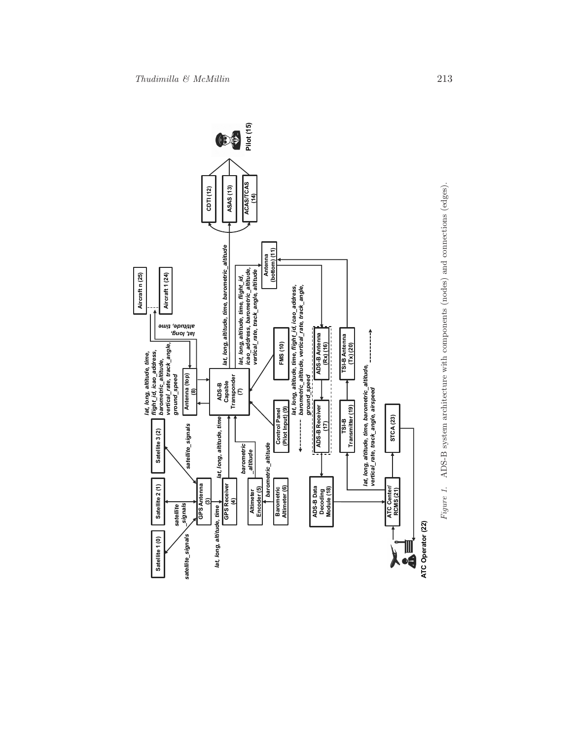Figure 1. ADS-B system architecture with components (nodes) and connections (edges).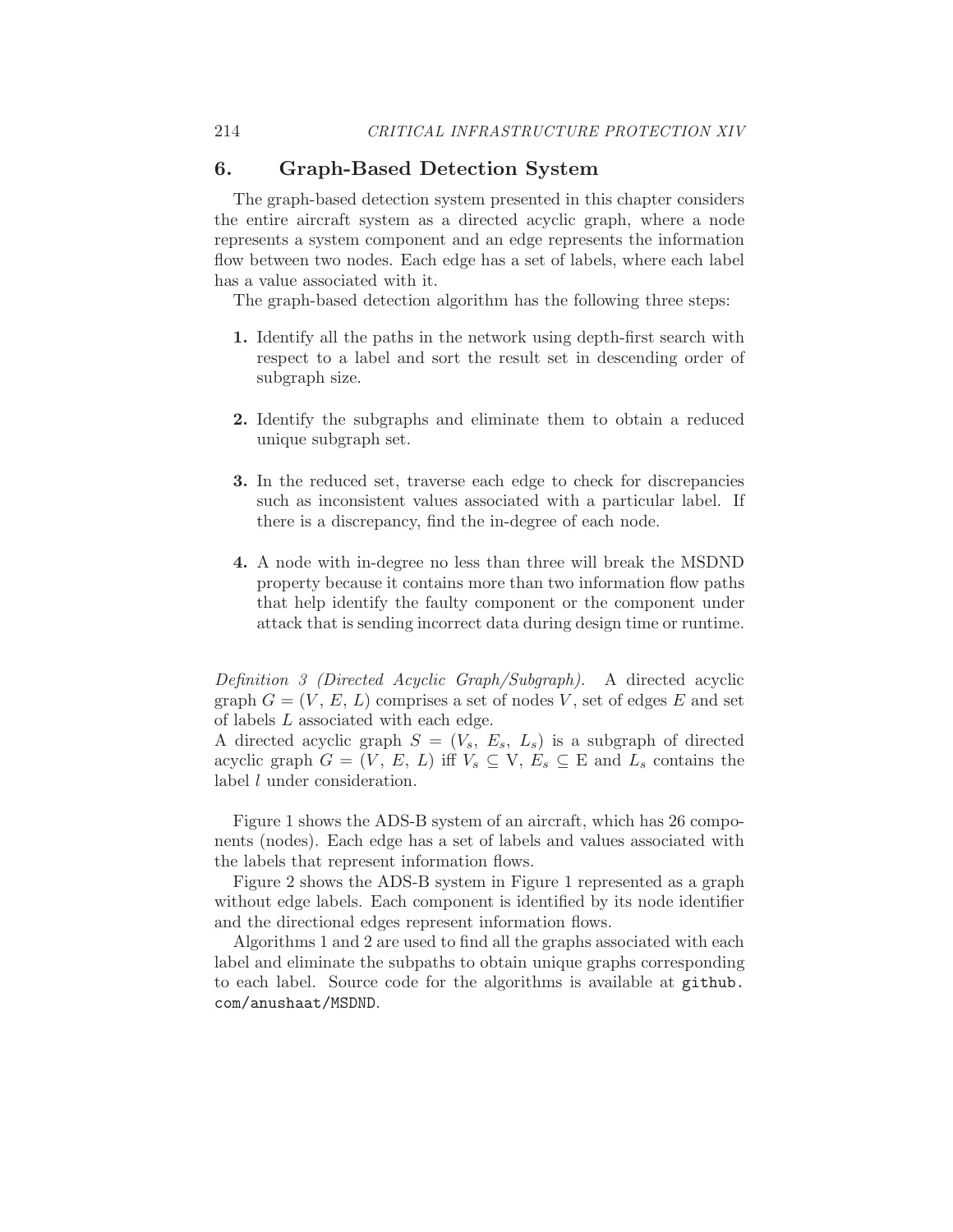## 6. Graph-Based Detection System

The graph-based detection system presented in this chapter considers the entire aircraft system as a directed acyclic graph, where a node represents a system component and an edge represents the information flow between two nodes. Each edge has a set of labels, where each label has a value associated with it.

The graph-based detection algorithm has the following three steps:

1. Identify all the paths in the network using depth-first search with respect to a label and sort the result set in descending order of subgraph size.

2. Identify the subgraphs and eliminate them to obtain a reduced unique subgraph set.

3. In the reduced set, traverse each edge to check for discrepancies such as inconsistent values associated with a particular label. If there is a discrepancy, find the in-degree of each node.

4. A node with in-degree no less than three will break the MSDND property because it contains more than two information flow paths that help identify the faulty component or the component under attack that is sending incorrect data during design time or runtime.

*Definition 3 (Directed Acyclic Graph/Subgraph).* A directed acyclic graph $G = (V, E, L)$ comprises a set of nodes $V$, set of edges $E$ and set of labels $L$ associated with each edge.
A directed acyclic graph $S = (V_s, E_s, L_s)$ is a subgraph of directed acyclic graph $G = (V, E, L)$ iff $V_s \subseteq$ V, $E_s \subseteq$ E and $L_s$ contains the label $l$ under consideration.

Figure 1 shows the ADS-B system of an aircraft, which has 26 components (nodes). Each edge has a set of labels and values associated with the labels that represent information flows.

Figure 2 shows the ADS-B system in Figure 1 represented as a graph without edge labels. Each component is identified by its node identifier and the directional edges represent information flows.

Algorithms 1 and 2 are used to find all the graphs associated with each label and eliminate the subpaths to obtain unique graphs corresponding to each label. Source code for the algorithms is available at `github.com/anushaat/MSDND`.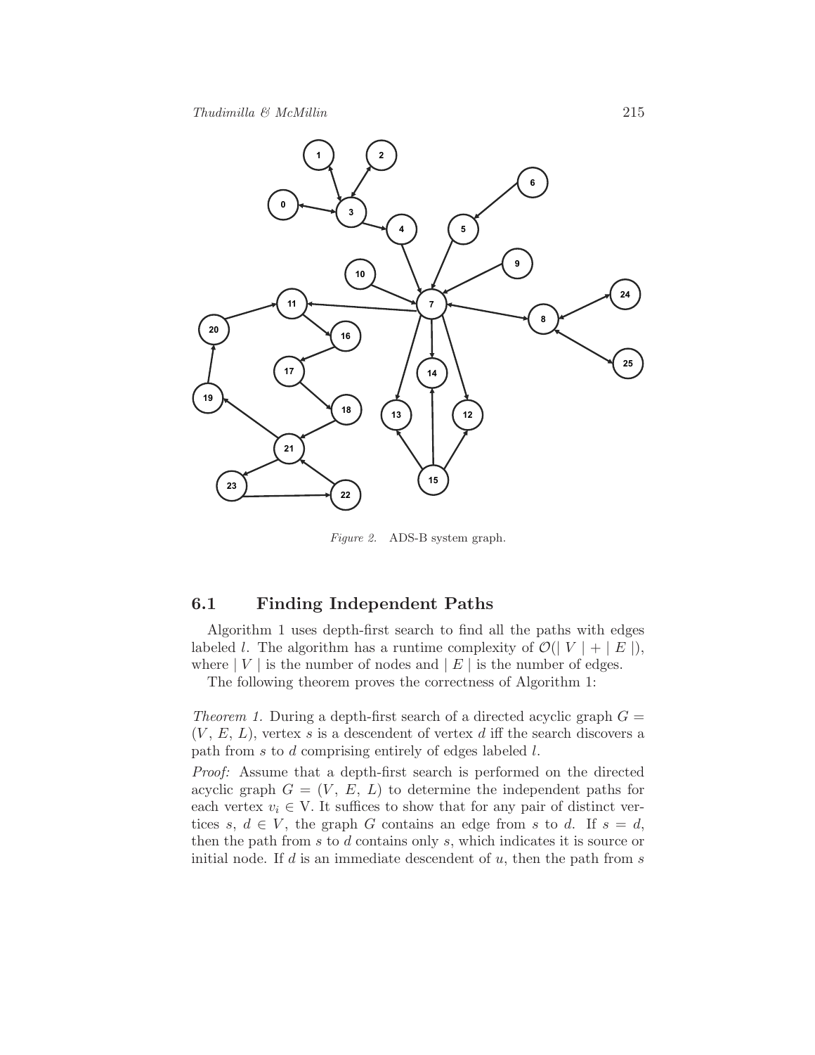*Figure 2.* ADS-B system graph.

## 6.1 Finding Independent Paths

Algorithm 1 uses depth-first search to find all the paths with edges labeled $l$. The algorithm has a runtime complexity of $\mathcal{O}(\mid V \mid + \mid E \mid)$, where $\mid V \mid$ is the number of nodes and $\mid E \mid$ is the number of edges.

The following theorem proves the correctness of Algorithm 1:

*Theorem 1.* During a depth-first search of a directed acyclic graph $G = (V, E, L)$, vertex $s$ is a descendent of vertex $d$ iff the search discovers a path from $s$ to $d$ comprising entirely of edges labeled $l$.

*Proof:* Assume that a depth-first search is performed on the directed acyclic graph $G = (V, E, L)$ to determine the independent paths for each vertex $v_i \in$ V. It suffices to show that for any pair of distinct vertices $s$, $d \in V$, the graph $G$ contains an edge from $s$ to $d$. If $s = d$, then the path from $s$ to $d$ contains only $s$, which indicates it is source or initial node. If $d$ is an immediate descendent of $u$, then the path from $s$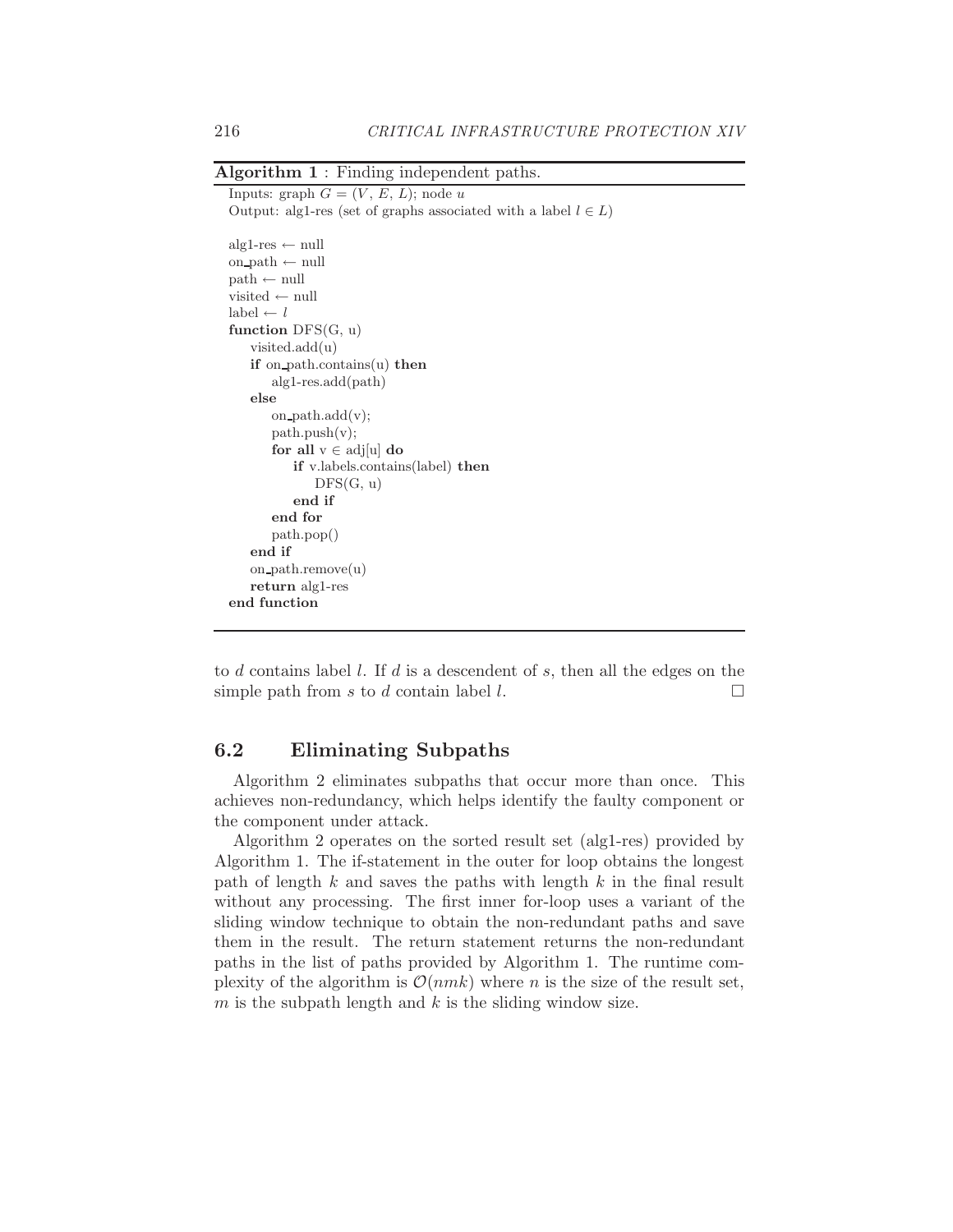**Algorithm 1** : Finding independent paths.

```
Inputs: graph G = (V, E, L); node u
Output: alg1-res (set of graphs associated with a label l ∈ L)

alg1-res ← null
on_path ← null
path ← null
visited ← null
label ← l
function DFS(G, u)
    visited.add(u)
    if on_path.contains(u) then
        alg1-res.add(path)
    else
        on_path.add(v);
        path.push(v);
        for all v ∈ adj[u] do
            if v.labels.contains(label) then
                DFS(G, u)
            end if
        end for
        path.pop()
    end if
    on_path.remove(u)
    return alg1-res
end function
```

to $d$ contains label $l$. If $d$ is a descendent of $s$, then all the edges on the simple path from $s$ to $d$ contain label $l$. □

## 6.2 Eliminating Subpaths

Algorithm 2 eliminates subpaths that occur more than once. This achieves non-redundancy, which helps identify the faulty component or the component under attack.

Algorithm 2 operates on the sorted result set (alg1-res) provided by Algorithm 1. The if-statement in the outer for loop obtains the longest path of length $k$ and saves the paths with length $k$ in the final result without any processing. The first inner for-loop uses a variant of the sliding window technique to obtain the non-redundant paths and save them in the result. The return statement returns the non-redundant paths in the list of paths provided by Algorithm 1. The runtime complexity of the algorithm is $\mathcal{O}(nmk)$ where $n$ is the size of the result set, $m$ is the subpath length and $k$ is the sliding window size.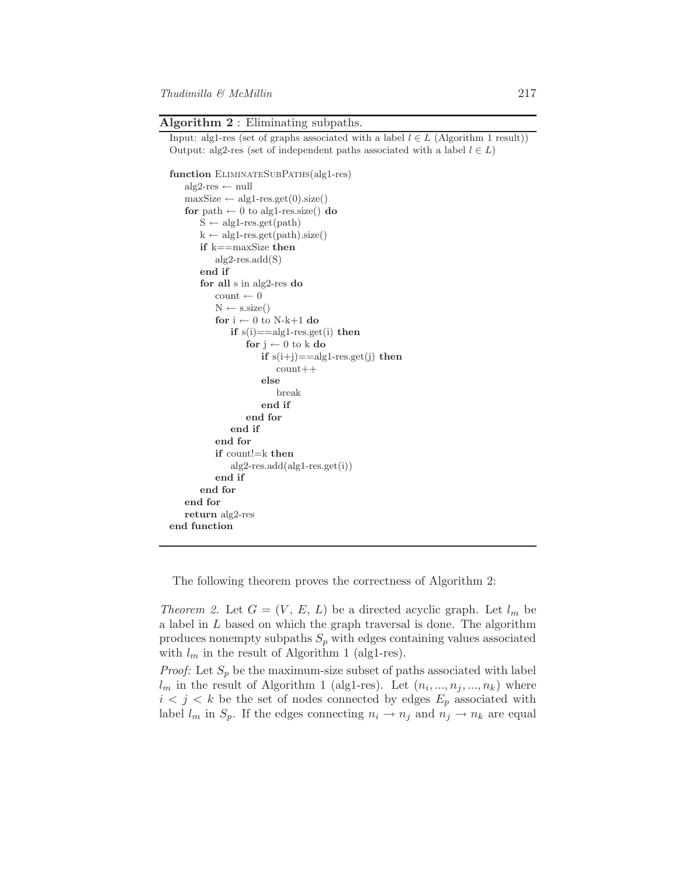**Algorithm 2** : Eliminating subpaths.

```
Input: alg1-res (set of graphs associated with a label l ∈ L (Algorithm 1 result))
Output: alg2-res (set of independent paths associated with a label l ∈ L)

function EliminateSubPaths(alg1-res)
    alg2-res ← null
    maxSize ← alg1-res.get(0).size()
    for path ← 0 to alg1-res.size() do
        S ← alg1-res.get(path)
        k ← alg1-res.get(path).size()
        if k==maxSize then
            alg2-res.add(S)
        end if
        for all s in alg2-res do
            count ← 0
            N ← s.size()
            for i ← 0 to N-k+1 do
                if s(i)==alg1-res.get(i) then
                    for j ← 0 to k do
                        if s(i+j)==alg1-res.get(j) then
                            count++
                        else
                            break
                        end if
                    end for
                end if
            end for
            if count!=k then
                alg2-res.add(alg1-res.get(i))
            end if
        end for
    end for
    return alg2-res
end function
```

The following theorem proves the correctness of Algorithm 2:

*Theorem 2.* Let $G = (V,\ E,\ L)$ be a directed acyclic graph. Let $l_m$ be a label in $L$ based on which the graph traversal is done. The algorithm produces nonempty subpaths $S_p$ with edges containing values associated with $l_m$ in the result of Algorithm 1 (alg1-res).

*Proof:* Let $S_p$ be the maximum-size subset of paths associated with label $l_m$ in the result of Algorithm 1 (alg1-res). Let $(n_i, ..., n_j, ..., n_k)$ where $i < j < k$ be the set of nodes connected by edges $E_p$ associated with label $l_m$ in $S_p$. If the edges connecting $n_i \rightarrow n_j$ and $n_j \rightarrow n_k$ are equal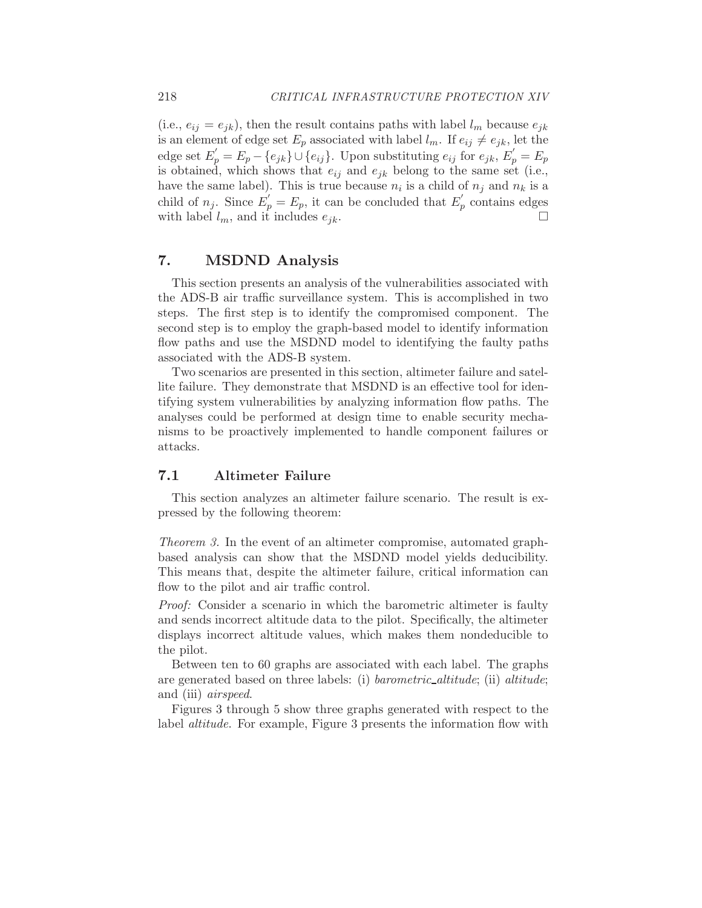(i.e., $e_{ij} = e_{jk}$), then the result contains paths with label $l_m$ because $e_{jk}$ is an element of edge set $E_p$ associated with label $l_m$. If $e_{ij} \neq e_{jk}$, let the edge set $E_p^{'} = E_p - \{e_{jk}\} \cup \{e_{ij}\}$. Upon substituting $e_{ij}$ for $e_{jk}$, $E_p^{'} = E_p$ is obtained, which shows that $e_{ij}$ and $e_{jk}$ belong to the same set (i.e., have the same label). This is true because $n_i$ is a child of $n_j$ and $n_k$ is a child of $n_j$. Since $E_p^{'} = E_p$, it can be concluded that $E_p^{'}$ contains edges with label $l_m$, and it includes $e_{jk}$. □

## 7. MSDND Analysis

This section presents an analysis of the vulnerabilities associated with the ADS-B air traffic surveillance system. This is accomplished in two steps. The first step is to identify the compromised component. The second step is to employ the graph-based model to identify information flow paths and use the MSDND model to identifying the faulty paths associated with the ADS-B system.

Two scenarios are presented in this section, altimeter failure and satellite failure. They demonstrate that MSDND is an effective tool for identifying system vulnerabilities by analyzing information flow paths. The analyses could be performed at design time to enable security mechanisms to be proactively implemented to handle component failures or attacks.

### 7.1 Altimeter Failure

This section analyzes an altimeter failure scenario. The result is expressed by the following theorem:

*Theorem 3.* In the event of an altimeter compromise, automated graph-based analysis can show that the MSDND model yields deducibility. This means that, despite the altimeter failure, critical information can flow to the pilot and air traffic control.

*Proof:* Consider a scenario in which the barometric altimeter is faulty and sends incorrect altitude data to the pilot. Specifically, the altimeter displays incorrect altitude values, which makes them nondeducible to the pilot.

Between ten to 60 graphs are associated with each label. The graphs are generated based on three labels: (i) *barometric_altitude*; (ii) *altitude*; and (iii) *airspeed*.

Figures 3 through 5 show three graphs generated with respect to the label *altitude*. For example, Figure 3 presents the information flow with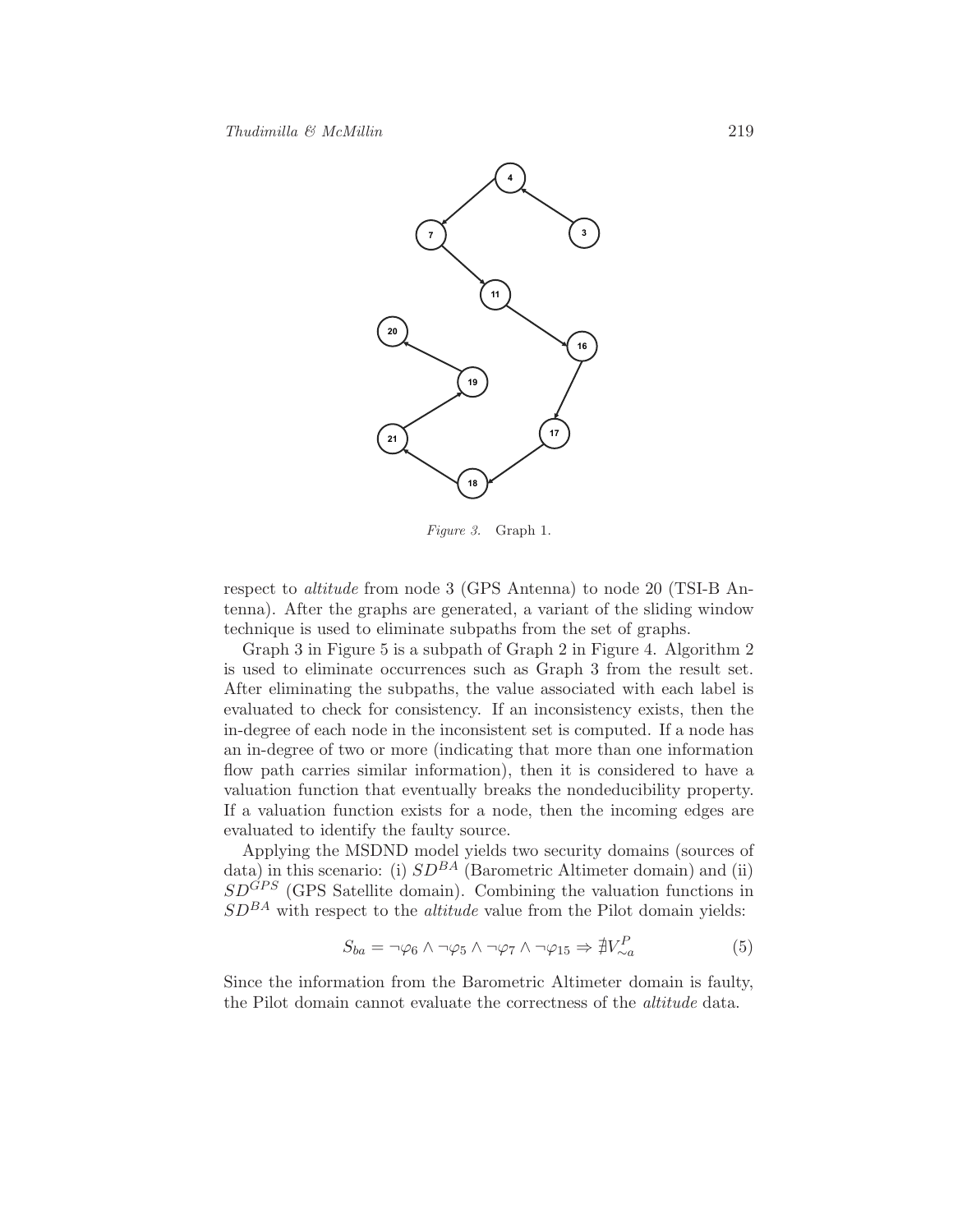*Figure 3.* Graph 1.

respect to *altitude* from node 3 (GPS Antenna) to node 20 (TSI-B Antenna). After the graphs are generated, a variant of the sliding window technique is used to eliminate subpaths from the set of graphs.

Graph 3 in Figure 5 is a subpath of Graph 2 in Figure 4. Algorithm 2 is used to eliminate occurrences such as Graph 3 from the result set. After eliminating the subpaths, the value associated with each label is evaluated to check for consistency. If an inconsistency exists, then the in-degree of each node in the inconsistent set is computed. If a node has an in-degree of two or more (indicating that more than one information flow path carries similar information), then it is considered to have a valuation function that eventually breaks the nondeducibility property. If a valuation function exists for a node, then the incoming edges are evaluated to identify the faulty source.

Applying the MSDND model yields two security domains (sources of data) in this scenario: (i) $SD^{BA}$ (Barometric Altimeter domain) and (ii) $SD^{GPS}$ (GPS Satellite domain). Combining the valuation functions in $SD^{BA}$ with respect to the *altitude* value from the Pilot domain yields:

$$S_{ba} = \neg\varphi_6 \wedge \neg\varphi_5 \wedge \neg\varphi_7 \wedge \neg\varphi_{15} \Rightarrow \nexists V^{P}_{\sim a} \tag{5}$$

Since the information from the Barometric Altimeter domain is faulty, the Pilot domain cannot evaluate the correctness of the *altitude* data.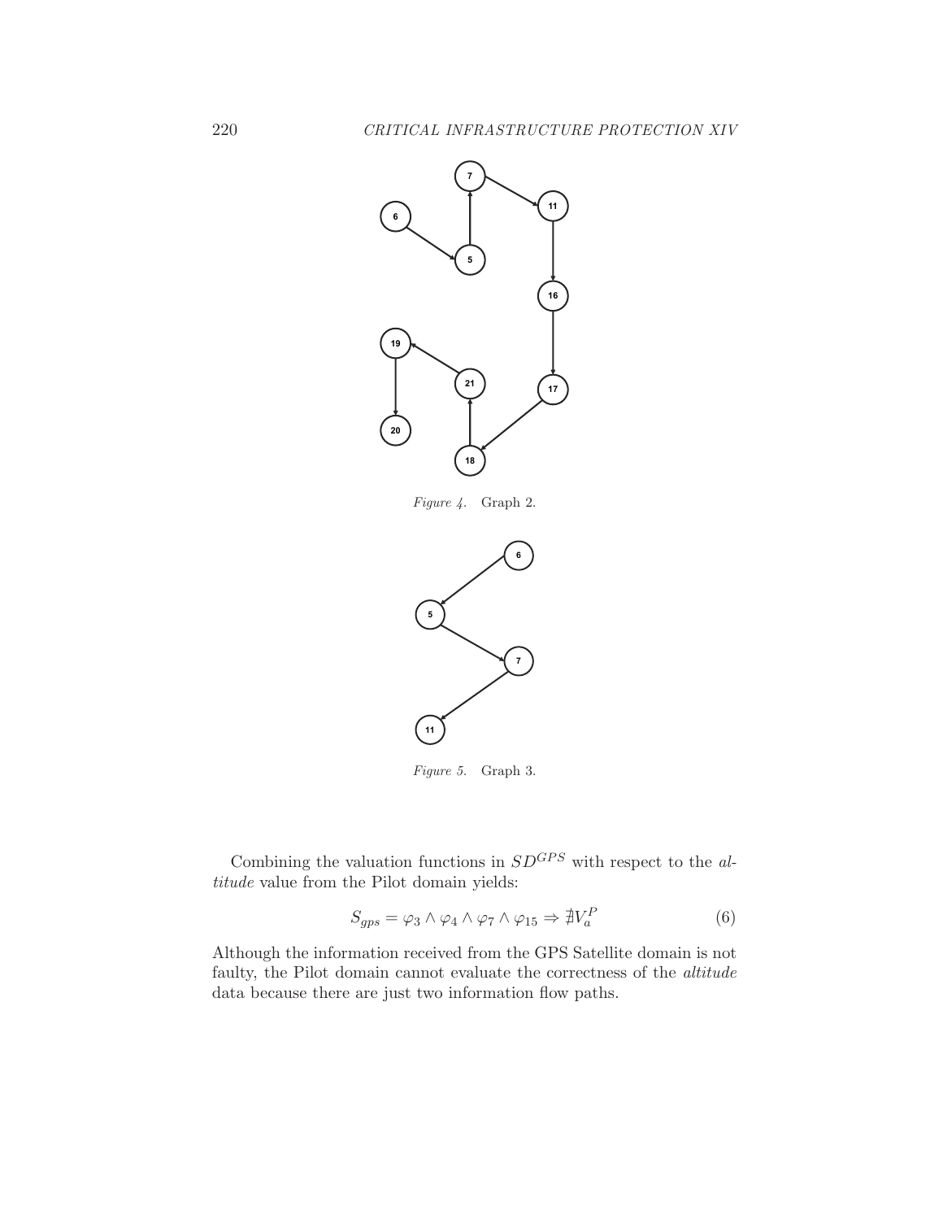*Figure 4.* Graph 2.

*Figure 5.* Graph 3.

Combining the valuation functions in $SD^{GPS}$ with respect to the *altitude* value from the Pilot domain yields:

$$S_{gps} = \varphi_3 \wedge \varphi_4 \wedge \varphi_7 \wedge \varphi_{15} \Rightarrow \nexists V_a^P \tag{6}$$

Although the information received from the GPS Satellite domain is not faulty, the Pilot domain cannot evaluate the correctness of the *altitude* data because there are just two information flow paths.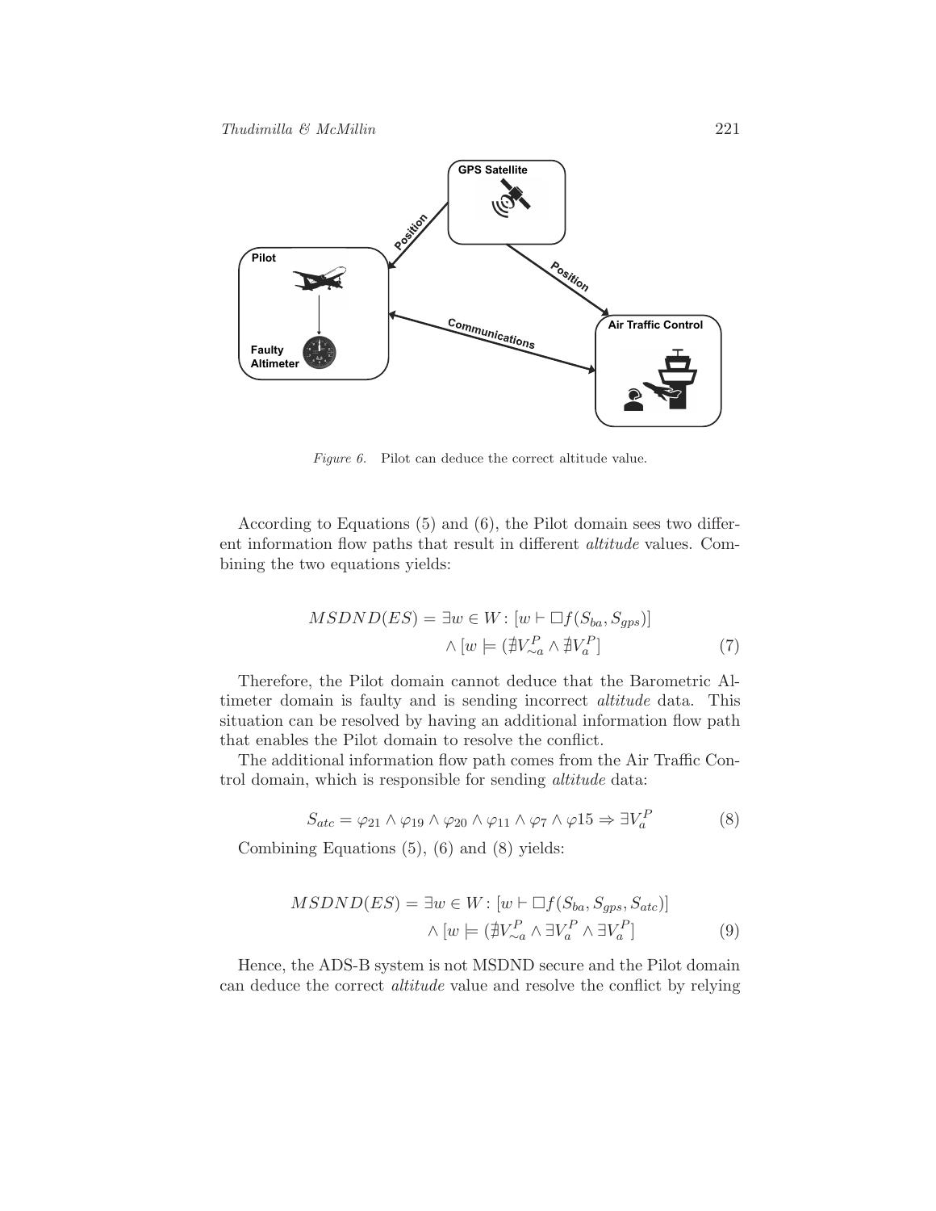*Figure 6.* Pilot can deduce the correct altitude value.

According to Equations (5) and (6), the Pilot domain sees two different information flow paths that result in different *altitude* values. Combining the two equations yields:

$$MSDND(ES) = \exists w \in W : [w \vdash \Box f(S_{ba}, S_{gps})] \\ \wedge [w \models (\nexists V_{\sim a}^{P} \wedge \nexists V_{a}^{P}] \tag{7}$$

Therefore, the Pilot domain cannot deduce that the Barometric Altimeter domain is faulty and is sending incorrect *altitude* data. This situation can be resolved by having an additional information flow path that enables the Pilot domain to resolve the conflict.

The additional information flow path comes from the Air Traffic Control domain, which is responsible for sending *altitude* data:

$$S_{atc} = \varphi_{21} \wedge \varphi_{19} \wedge \varphi_{20} \wedge \varphi_{11} \wedge \varphi_{7} \wedge \varphi 15 \Rightarrow \exists V_{a}^{P} \tag{8}$$

Combining Equations (5), (6) and (8) yields:

$$MSDND(ES) = \exists w \in W : [w \vdash \Box f(S_{ba}, S_{gps}, S_{atc})] \\ \wedge [w \models (\nexists V_{\sim a}^{P} \wedge \exists V_{a}^{P} \wedge \exists V_{a}^{P}] \tag{9}$$

Hence, the ADS-B system is not MSDND secure and the Pilot domain can deduce the correct *altitude* value and resolve the conflict by relying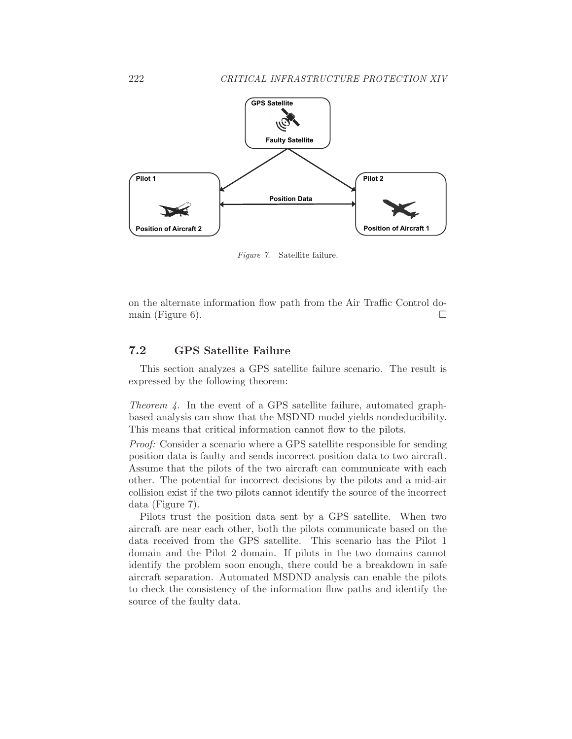Figure 7. Satellite failure.

on the alternate information flow path from the Air Traffic Control domain (Figure 6). □

## 7.2 GPS Satellite Failure

This section analyzes a GPS satellite failure scenario. The result is expressed by the following theorem:

*Theorem 4.* In the event of a GPS satellite failure, automated graph-based analysis can show that the MSDND model yields nondeducibility. This means that critical information cannot flow to the pilots.

*Proof:* Consider a scenario where a GPS satellite responsible for sending position data is faulty and sends incorrect position data to two aircraft. Assume that the pilots of the two aircraft can communicate with each other. The potential for incorrect decisions by the pilots and a mid-air collision exist if the two pilots cannot identify the source of the incorrect data (Figure 7).

Pilots trust the position data sent by a GPS satellite. When two aircraft are near each other, both the pilots communicate based on the data received from the GPS satellite. This scenario has the Pilot 1 domain and the Pilot 2 domain. If pilots in the two domains cannot identify the problem soon enough, there could be a breakdown in safe aircraft separation. Automated MSDND analysis can enable the pilots to check the consistency of the information flow paths and identify the source of the faulty data.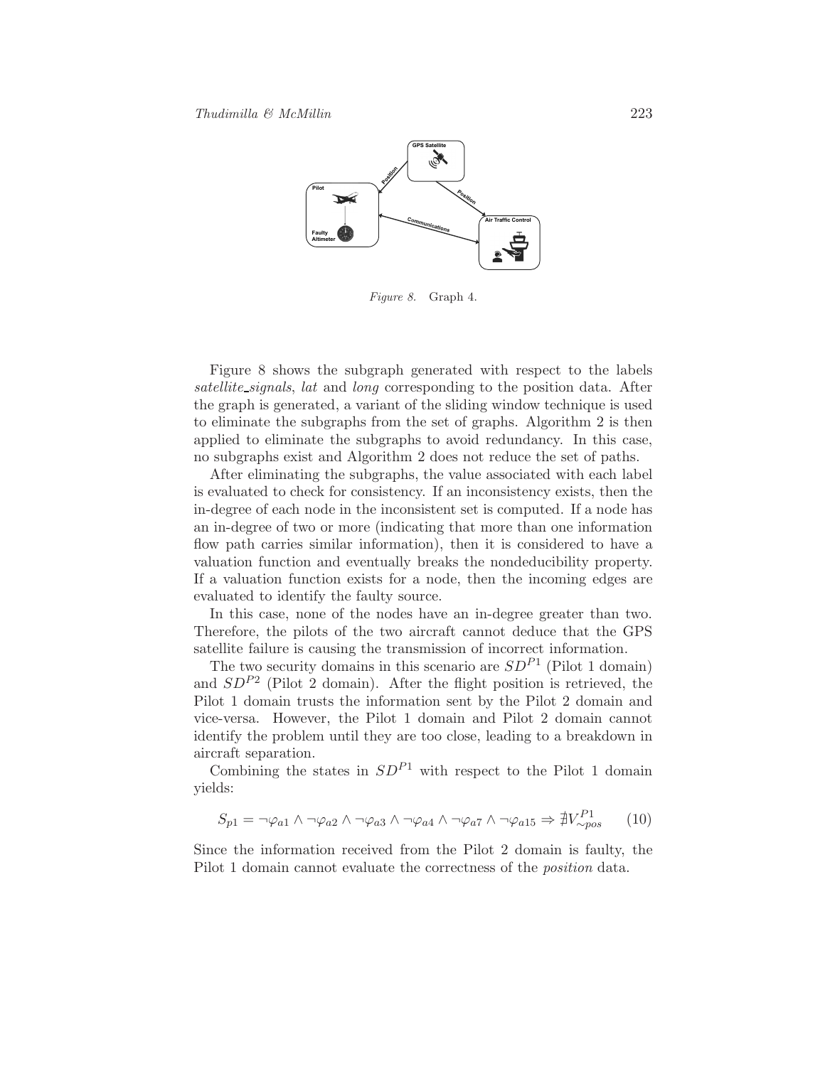*Figure 8.* Graph 4.

Figure 8 shows the subgraph generated with respect to the labels *satellite_signals*, *lat* and *long* corresponding to the position data. After the graph is generated, a variant of the sliding window technique is used to eliminate the subgraphs from the set of graphs. Algorithm 2 is then applied to eliminate the subgraphs to avoid redundancy. In this case, no subgraphs exist and Algorithm 2 does not reduce the set of paths.

After eliminating the subgraphs, the value associated with each label is evaluated to check for consistency. If an inconsistency exists, then the in-degree of each node in the inconsistent set is computed. If a node has an in-degree of two or more (indicating that more than one information flow path carries similar information), then it is considered to have a valuation function and eventually breaks the nondeducibility property. If a valuation function exists for a node, then the incoming edges are evaluated to identify the faulty source.

In this case, none of the nodes have an in-degree greater than two. Therefore, the pilots of the two aircraft cannot deduce that the GPS satellite failure is causing the transmission of incorrect information.

The two security domains in this scenario are $SD^{P1}$ (Pilot 1 domain) and $SD^{P2}$ (Pilot 2 domain). After the flight position is retrieved, the Pilot 1 domain trusts the information sent by the Pilot 2 domain and vice-versa. However, the Pilot 1 domain and Pilot 2 domain cannot identify the problem until they are too close, leading to a breakdown in aircraft separation.

Combining the states in $SD^{P1}$ with respect to the Pilot 1 domain yields:

$$S_{p1} = \neg\varphi_{a1} \wedge \neg\varphi_{a2} \wedge \neg\varphi_{a3} \wedge \neg\varphi_{a4} \wedge \neg\varphi_{a7} \wedge \neg\varphi_{a15} \Rightarrow \nexists V^{P1}_{\sim pos} \qquad (10)$$

Since the information received from the Pilot 2 domain is faulty, the Pilot 1 domain cannot evaluate the correctness of the *position* data.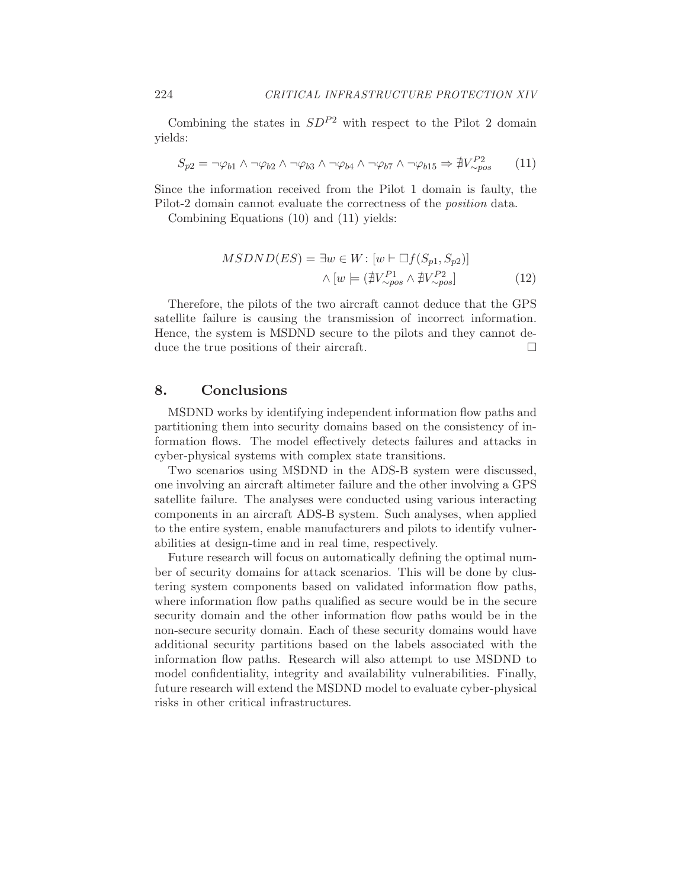Combining the states in $SD^{P2}$ with respect to the Pilot 2 domain yields:

$$S_{p2} = \neg\varphi_{b1} \wedge \neg\varphi_{b2} \wedge \neg\varphi_{b3} \wedge \neg\varphi_{b4} \wedge \neg\varphi_{b7} \wedge \neg\varphi_{b15} \Rightarrow \nexists V^{P2}_{\sim pos} \qquad (11)$$

Since the information received from the Pilot 1 domain is faulty, the Pilot-2 domain cannot evaluate the correctness of the *position* data.

Combining Equations (10) and (11) yields:

$$\begin{aligned} MSDND(ES) = \exists w \in W : [w \vdash \Box f(S_{p1}, S_{p2})] \\ \wedge [w \models (\nexists V^{P1}_{\sim pos} \wedge \nexists V^{P2}_{\sim pos}] \end{aligned} \qquad (12)$$

Therefore, the pilots of the two aircraft cannot deduce that the GPS satellite failure is causing the transmission of incorrect information. Hence, the system is MSDND secure to the pilots and they cannot deduce the true positions of their aircraft. □

## 8. Conclusions

MSDND works by identifying independent information flow paths and partitioning them into security domains based on the consistency of information flows. The model effectively detects failures and attacks in cyber-physical systems with complex state transitions.

Two scenarios using MSDND in the ADS-B system were discussed, one involving an aircraft altimeter failure and the other involving a GPS satellite failure. The analyses were conducted using various interacting components in an aircraft ADS-B system. Such analyses, when applied to the entire system, enable manufacturers and pilots to identify vulnerabilities at design-time and in real time, respectively.

Future research will focus on automatically defining the optimal number of security domains for attack scenarios. This will be done by clustering system components based on validated information flow paths, where information flow paths qualified as secure would be in the secure security domain and the other information flow paths would be in the non-secure security domain. Each of these security domains would have additional security partitions based on the labels associated with the information flow paths. Research will also attempt to use MSDND to model confidentiality, integrity and availability vulnerabilities. Finally, future research will extend the MSDND model to evaluate cyber-physical risks in other critical infrastructures.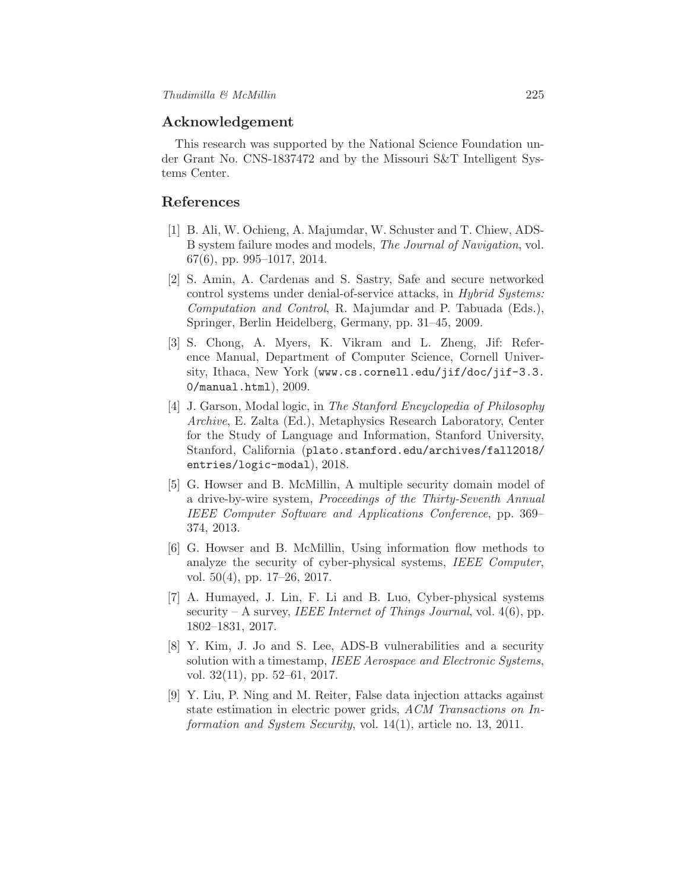## Acknowledgement

This research was supported by the National Science Foundation under Grant No. CNS-1837472 and by the Missouri S&T Intelligent Systems Center.

## References

[1] B. Ali, W. Ochieng, A. Majumdar, W. Schuster and T. Chiew, ADS-B system failure modes and models, *The Journal of Navigation*, vol. 67(6), pp. 995–1017, 2014.

[2] S. Amin, A. Cardenas and S. Sastry, Safe and secure networked control systems under denial-of-service attacks, in *Hybrid Systems: Computation and Control*, R. Majumdar and P. Tabuada (Eds.), Springer, Berlin Heidelberg, Germany, pp. 31–45, 2009.

[3] S. Chong, A. Myers, K. Vikram and L. Zheng, Jif: Reference Manual, Department of Computer Science, Cornell University, Ithaca, New York (`www.cs.cornell.edu/jif/doc/jif-3.3.0/manual.html`), 2009.

[4] J. Garson, Modal logic, in *The Stanford Encyclopedia of Philosophy Archive*, E. Zalta (Ed.), Metaphysics Research Laboratory, Center for the Study of Language and Information, Stanford University, Stanford, California (`plato.stanford.edu/archives/fall2018/entries/logic-modal`), 2018.

[5] G. Howser and B. McMillin, A multiple security domain model of a drive-by-wire system, *Proceedings of the Thirty-Seventh Annual IEEE Computer Software and Applications Conference*, pp. 369–374, 2013.

[6] G. Howser and B. McMillin, Using information flow methods to analyze the security of cyber-physical systems, *IEEE Computer*, vol. 50(4), pp. 17–26, 2017.

[7] A. Humayed, J. Lin, F. Li and B. Luo, Cyber-physical systems security – A survey, *IEEE Internet of Things Journal*, vol. 4(6), pp. 1802–1831, 2017.

[8] Y. Kim, J. Jo and S. Lee, ADS-B vulnerabilities and a security solution with a timestamp, *IEEE Aerospace and Electronic Systems*, vol. 32(11), pp. 52–61, 2017.

[9] Y. Liu, P. Ning and M. Reiter, False data injection attacks against state estimation in electric power grids, *ACM Transactions on Information and System Security*, vol. 14(1), article no. 13, 2011.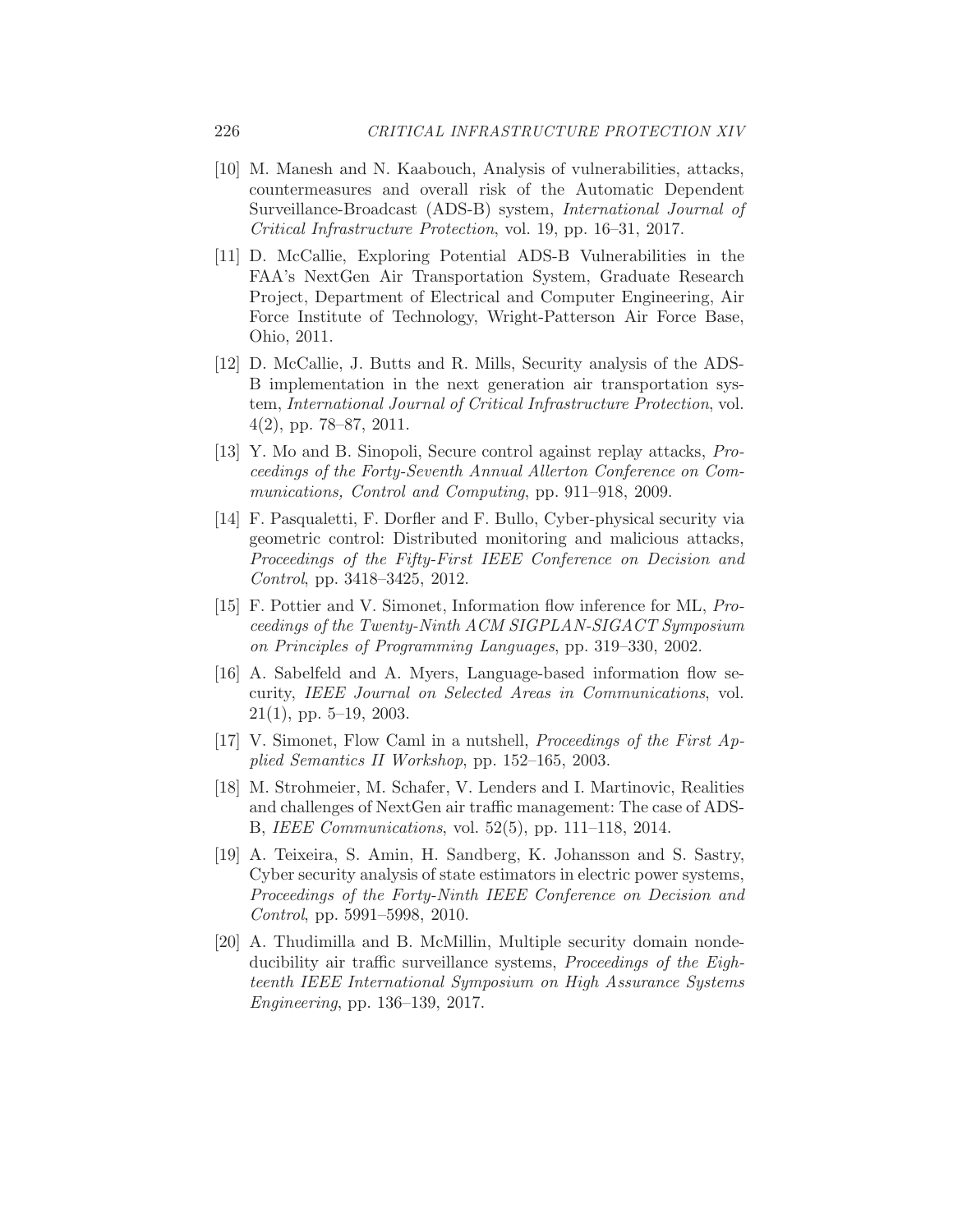[10] M. Manesh and N. Kaabouch, Analysis of vulnerabilities, attacks, countermeasures and overall risk of the Automatic Dependent Surveillance-Broadcast (ADS-B) system, *International Journal of Critical Infrastructure Protection*, vol. 19, pp. 16–31, 2017.

[11] D. McCallie, Exploring Potential ADS-B Vulnerabilities in the FAA's NextGen Air Transportation System, Graduate Research Project, Department of Electrical and Computer Engineering, Air Force Institute of Technology, Wright-Patterson Air Force Base, Ohio, 2011.

[12] D. McCallie, J. Butts and R. Mills, Security analysis of the ADS-B implementation in the next generation air transportation system, *International Journal of Critical Infrastructure Protection*, vol. 4(2), pp. 78–87, 2011.

[13] Y. Mo and B. Sinopoli, Secure control against replay attacks, *Proceedings of the Forty-Seventh Annual Allerton Conference on Communications, Control and Computing*, pp. 911–918, 2009.

[14] F. Pasqualetti, F. Dorfler and F. Bullo, Cyber-physical security via geometric control: Distributed monitoring and malicious attacks, *Proceedings of the Fifty-First IEEE Conference on Decision and Control*, pp. 3418–3425, 2012.

[15] F. Pottier and V. Simonet, Information flow inference for ML, *Proceedings of the Twenty-Ninth ACM SIGPLAN-SIGACT Symposium on Principles of Programming Languages*, pp. 319–330, 2002.

[16] A. Sabelfeld and A. Myers, Language-based information flow security, *IEEE Journal on Selected Areas in Communications*, vol. 21(1), pp. 5–19, 2003.

[17] V. Simonet, Flow Caml in a nutshell, *Proceedings of the First Applied Semantics II Workshop*, pp. 152–165, 2003.

[18] M. Strohmeier, M. Schafer, V. Lenders and I. Martinovic, Realities and challenges of NextGen air traffic management: The case of ADS-B, *IEEE Communications*, vol. 52(5), pp. 111–118, 2014.

[19] A. Teixeira, S. Amin, H. Sandberg, K. Johansson and S. Sastry, Cyber security analysis of state estimators in electric power systems, *Proceedings of the Forty-Ninth IEEE Conference on Decision and Control*, pp. 5991–5998, 2010.

[20] A. Thudimilla and B. McMillin, Multiple security domain nondeducibility air traffic surveillance systems, *Proceedings of the Eighteenth IEEE International Symposium on High Assurance Systems Engineering*, pp. 136–139, 2017.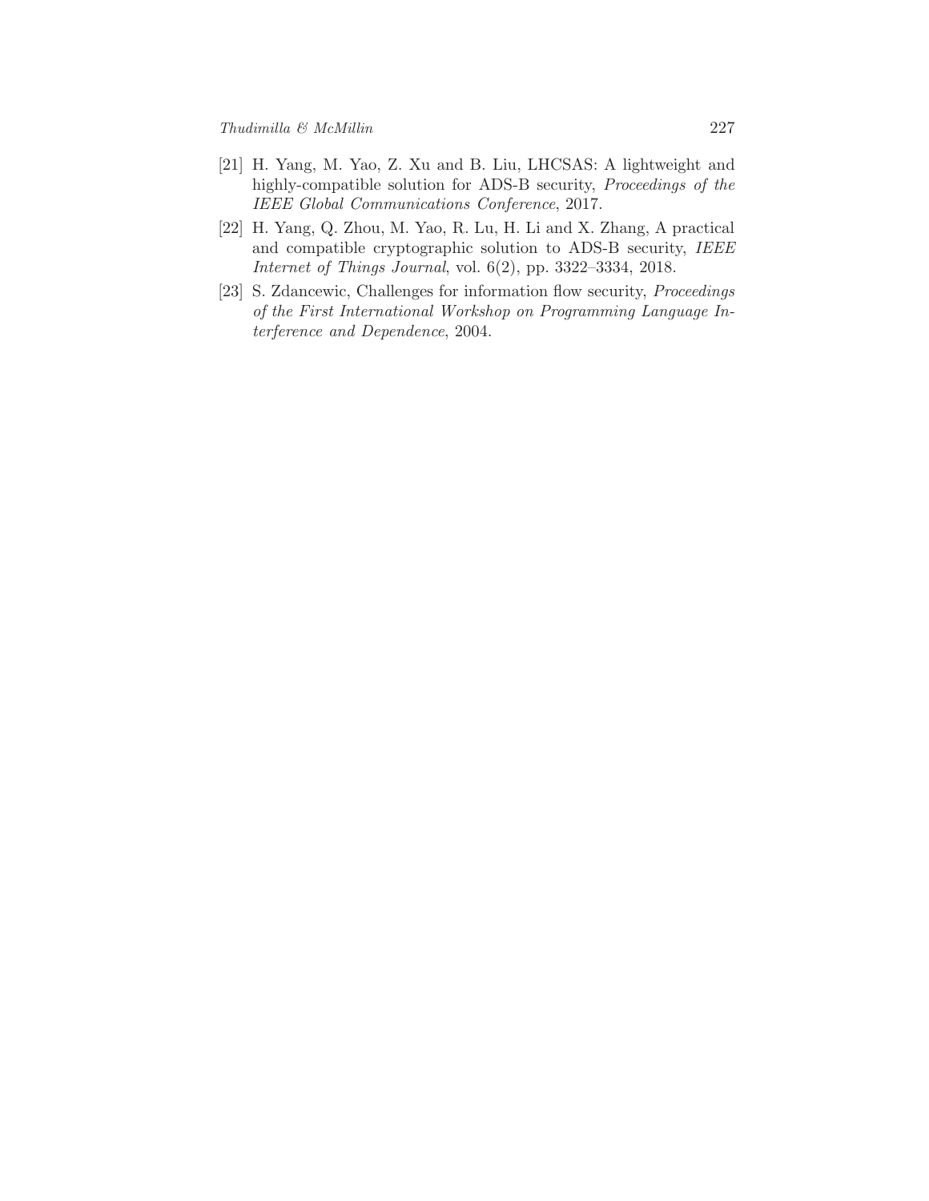[21] H. Yang, M. Yao, Z. Xu and B. Liu, LHCSAS: A lightweight and highly-compatible solution for ADS-B security, *Proceedings of the IEEE Global Communications Conference*, 2017.

[22] H. Yang, Q. Zhou, M. Yao, R. Lu, H. Li and X. Zhang, A practical and compatible cryptographic solution to ADS-B security, *IEEE Internet of Things Journal*, vol. 6(2), pp. 3322–3334, 2018.

[23] S. Zdancewic, Challenges for information flow security, *Proceedings of the First International Workshop on Programming Language Interference and Dependence*, 2004.